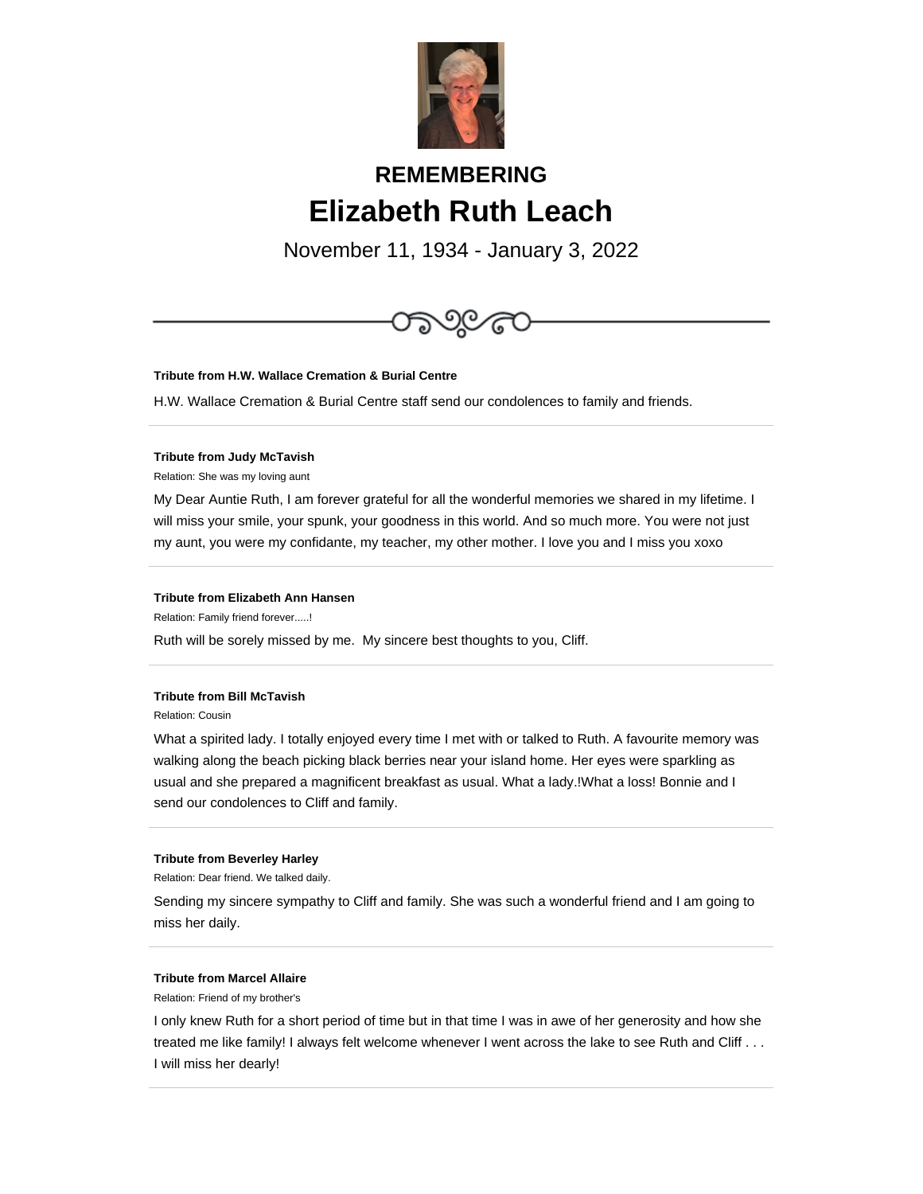## REMEMBERING

# Elizabeth Ruth Leach

November 11, 1934 - January 3, 2022

---

**Tribute from H.W. Wallace Cremation & Burial Centre**

H.W. Wallace Cremation & Burial Centre staff send our condolences to family and friends.

---

**Tribute from Judy McTavish**

Relation: She was my loving aunt

My Dear Auntie Ruth, I am forever grateful for all the wonderful memories we shared in my lifetime. I will miss your smile, your spunk, your goodness in this world. And so much more. You were not just my aunt, you were my confidante, my teacher, my other mother. I love you and I miss you xoxo

---

**Tribute from Elizabeth Ann Hansen**

Relation: Family friend forever.....!

Ruth will be sorely missed by me. My sincere best thoughts to you, Cliff.

---

**Tribute from Bill McTavish**

Relation: Cousin

What a spirited lady. I totally enjoyed every time I met with or talked to Ruth. A favourite memory was walking along the beach picking black berries near your island home. Her eyes were sparkling as usual and she prepared a magnificent breakfast as usual. What a lady.!What a loss! Bonnie and I send our condolences to Cliff and family.

---

**Tribute from Beverley Harley**

Relation: Dear friend. We talked daily.

Sending my sincere sympathy to Cliff and family. She was such a wonderful friend and I am going to miss her daily.

---

**Tribute from Marcel Allaire**

Relation: Friend of my brother's

I only knew Ruth for a short period of time but in that time I was in awe of her generosity and how she treated me like family! I always felt welcome whenever I went across the lake to see Ruth and Cliff . . . I will miss her dearly!

---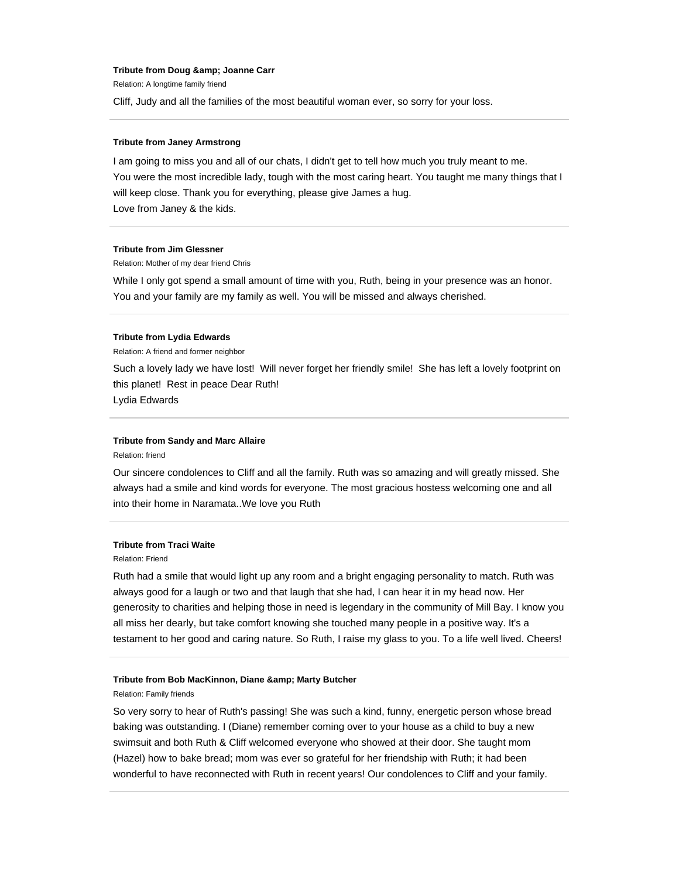**Tribute from Doug &amp; Joanne Carr**

Relation: A longtime family friend

Cliff, Judy and all the families of the most beautiful woman ever, so sorry for your loss.

---

**Tribute from Janey Armstrong**

I am going to miss you and all of our chats, I didn't get to tell how much you truly meant to me.
You were the most incredible lady, tough with the most caring heart. You taught me many things that I will keep close. Thank you for everything, please give James a hug.
Love from Janey & the kids.

---

**Tribute from Jim Glessner**

Relation: Mother of my dear friend Chris

While I only got spend a small amount of time with you, Ruth, being in your presence was an honor. You and your family are my family as well. You will be missed and always cherished.

---

**Tribute from Lydia Edwards**

Relation: A friend and former neighbor

Such a lovely lady we have lost!  Will never forget her friendly smile!  She has left a lovely footprint on this planet!  Rest in peace Dear Ruth!
Lydia Edwards

---

**Tribute from Sandy and Marc Allaire**

Relation: friend

Our sincere condolences to Cliff and all the family. Ruth was so amazing and will greatly missed. She always had a smile and kind words for everyone. The most gracious hostess welcoming one and all into their home in Naramata..We love you Ruth

---

**Tribute from Traci Waite**

Relation: Friend

Ruth had a smile that would light up any room and a bright engaging personality to match. Ruth was always good for a laugh or two and that laugh that she had, I can hear it in my head now. Her generosity to charities and helping those in need is legendary in the community of Mill Bay. I know you all miss her dearly, but take comfort knowing she touched many people in a positive way. It's a testament to her good and caring nature. So Ruth, I raise my glass to you. To a life well lived. Cheers!

---

**Tribute from Bob MacKinnon, Diane &amp; Marty Butcher**

Relation: Family friends

So very sorry to hear of Ruth's passing! She was such a kind, funny, energetic person whose bread baking was outstanding. I (Diane) remember coming over to your house as a child to buy a new swimsuit and both Ruth & Cliff welcomed everyone who showed at their door. She taught mom (Hazel) how to bake bread; mom was ever so grateful for her friendship with Ruth; it had been wonderful to have reconnected with Ruth in recent years! Our condolences to Cliff and your family.

---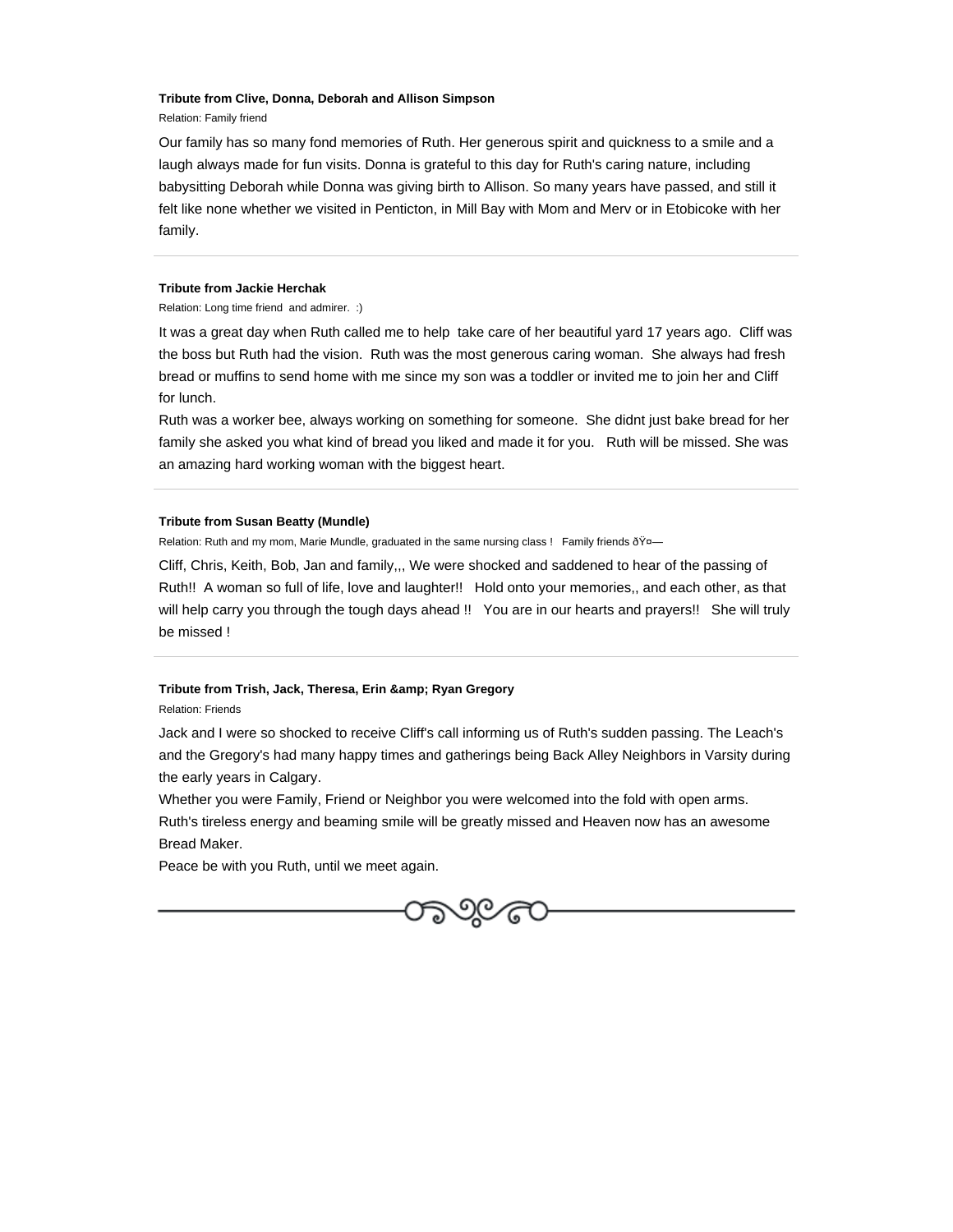**Tribute from Clive, Donna, Deborah and Allison Simpson**

Relation: Family friend

Our family has so many fond memories of Ruth. Her generous spirit and quickness to a smile and a laugh always made for fun visits. Donna is grateful to this day for Ruth's caring nature, including babysitting Deborah while Donna was giving birth to Allison. So many years have passed, and still it felt like none whether we visited in Penticton, in Mill Bay with Mom and Merv or in Etobicoke with her family.

---

**Tribute from Jackie Herchak**

Relation: Long time friend and admirer. :)

It was a great day when Ruth called me to help take care of her beautiful yard 17 years ago. Cliff was the boss but Ruth had the vision. Ruth was the most generous caring woman. She always had fresh bread or muffins to send home with me since my son was a toddler or invited me to join her and Cliff for lunch.

Ruth was a worker bee, always working on something for someone. She didnt just bake bread for her family she asked you what kind of bread you liked and made it for you. Ruth will be missed. She was an amazing hard working woman with the biggest heart.

---

**Tribute from Susan Beatty (Mundle)**

Relation: Ruth and my mom, Marie Mundle, graduated in the same nursing class ! Family friends ðŸ¤—

Cliff, Chris, Keith, Bob, Jan and family,,, We were shocked and saddened to hear of the passing of Ruth!! A woman so full of life, love and laughter!! Hold onto your memories,, and each other, as that will help carry you through the tough days ahead !! You are in our hearts and prayers!! She will truly be missed !

---

**Tribute from Trish, Jack, Theresa, Erin &amp; Ryan Gregory**

Relation: Friends

Jack and I were so shocked to receive Cliff's call informing us of Ruth's sudden passing. The Leach's and the Gregory's had many happy times and gatherings being Back Alley Neighbors in Varsity during the early years in Calgary.

Whether you were Family, Friend or Neighbor you were welcomed into the fold with open arms.

Ruth's tireless energy and beaming smile will be greatly missed and Heaven now has an awesome Bread Maker.

Peace be with you Ruth, until we meet again.